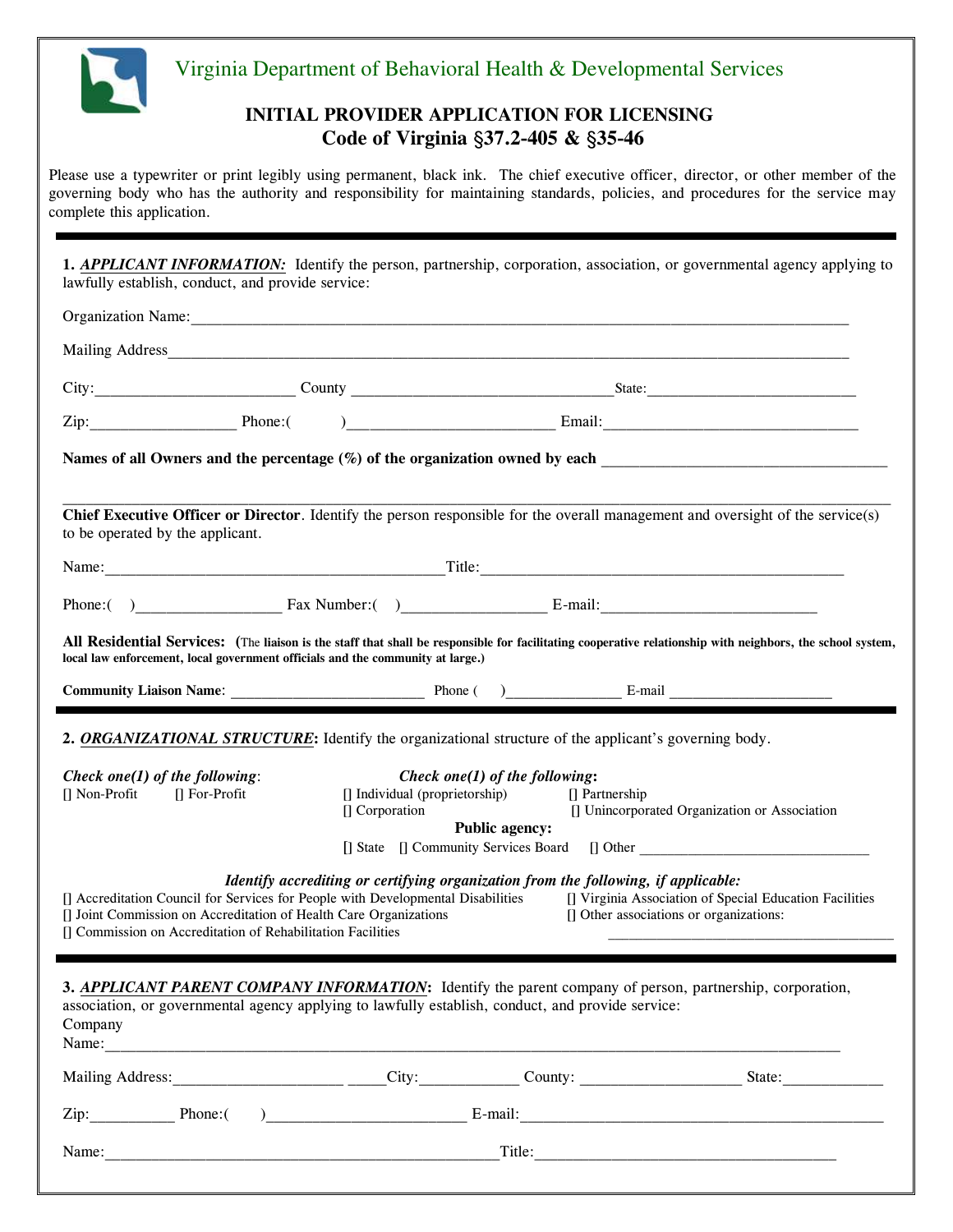# Virginia Department of Behavioral Health & Developmental Services

## INITIAL PROVIDER APPLICATION FOR LICENSING
## Code of Virginia §37.2-405 & §35-46

Please use a typewriter or print legibly using permanent, black ink. The chief executive officer, director, or other member of the governing body who has the authority and responsibility for maintaining standards, policies, and procedures for the service may complete this application.

---

**1. *APPLICANT INFORMATION:*** Identify the person, partnership, corporation, association, or governmental agency applying to lawfully establish, conduct, and provide service:

Organization Name:_______________________________________________

Mailing Address_______________________________________________

City:_______________ County _______________ State:_______________

Zip:__________ Phone:(   )_______________ Email:_______________

**Names of all Owners and the percentage (%) of the organization owned by each** _______________________________________________

_______________________________________________

**Chief Executive Officer or Director**. Identify the person responsible for the overall management and oversight of the service(s) to be operated by the applicant.

Name:_______________________ Title:_______________________

Phone:(   )__________ Fax Number:(   )__________ E-mail:_______________

**All Residential Services: (The liaison is the staff that shall be responsible for facilitating cooperative relationship with neighbors, the school system, local law enforcement, local government officials and the community at large.)**

**Community Liaison Name**: _______________ Phone (   )__________ E-mail _______________

---

**2. *ORGANIZATIONAL STRUCTURE*:** Identify the organizational structure of the applicant's governing body.

***Check one(1) of the following*:**

[] Non-Profit [] For-Profit

***Check one(1) of the following*:**

[] Individual (proprietorship) [] Partnership
[] Corporation [] Unincorporated Organization or Association

**Public agency:**

[] State [] Community Services Board [] Other _______________

***Identify accrediting or certifying organization from the following, if applicable:***

[] Accreditation Council for Services for People with Developmental Disabilities
[] Joint Commission on Accreditation of Health Care Organizations
[] Commission on Accreditation of Rehabilitation Facilities
[] Virginia Association of Special Education Facilities
[] Other associations or organizations: _______________

---

**3. *APPLICANT PARENT COMPANY INFORMATION*:** Identify the parent company of person, partnership, corporation, association, or governmental agency applying to lawfully establish, conduct, and provide service:

Company Name:_______________________________________________

Mailing Address:_______________ City:__________ County: __________ State:__________

Zip:__________ Phone:(   )_______________ E-mail:_______________

Name:_______________________ Title:_______________________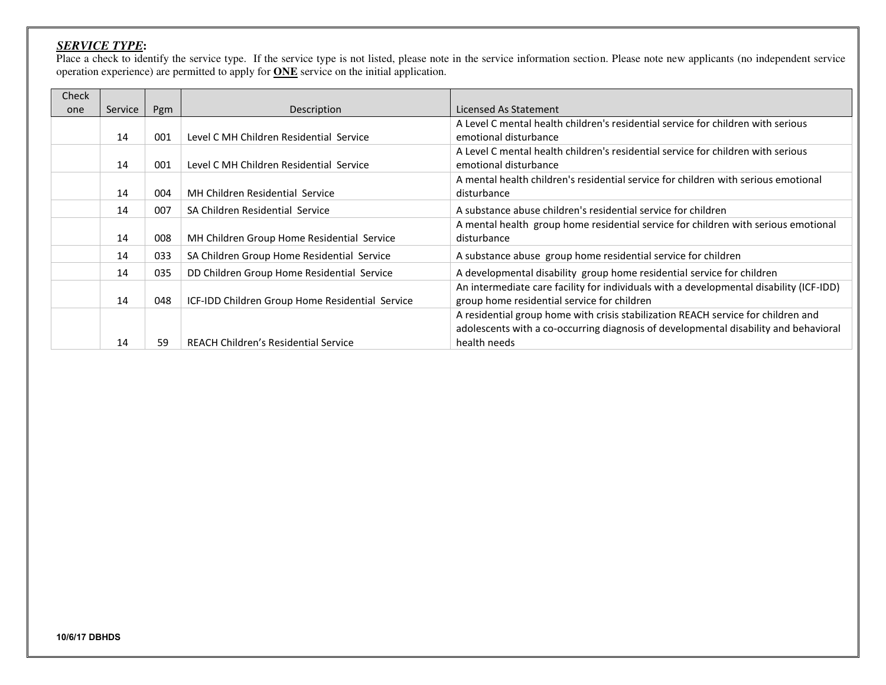***SERVICE TYPE*:**

Place a check to identify the service type. If the service type is not listed, please note in the service information section. Please note new applicants (no independent service operation experience) are permitted to apply for **ONE** service on the initial application.

| Check one | Service | Pgm | Description | Licensed As Statement |
|---|---|---|---|---|
| | 14 | 001 | Level C MH Children Residential Service | A Level C mental health children's residential service for children with serious emotional disturbance |
| | 14 | 001 | Level C MH Children Residential Service | A Level C mental health children's residential service for children with serious emotional disturbance |
| | 14 | 004 | MH Children Residential Service | A mental health children's residential service for children with serious emotional disturbance |
| | 14 | 007 | SA Children Residential Service | A substance abuse children's residential service for children |
| | 14 | 008 | MH Children Group Home Residential Service | A mental health group home residential service for children with serious emotional disturbance |
| | 14 | 033 | SA Children Group Home Residential Service | A substance abuse group home residential service for children |
| | 14 | 035 | DD Children Group Home Residential Service | A developmental disability group home residential service for children |
| | 14 | 048 | ICF-IDD Children Group Home Residential Service | An intermediate care facility for individuals with a developmental disability (ICF-IDD) group home residential service for children |
| | 14 | 59 | REACH Children's Residential Service | A residential group home with crisis stabilization REACH service for children and adolescents with a co-occurring diagnosis of developmental disability and behavioral health needs |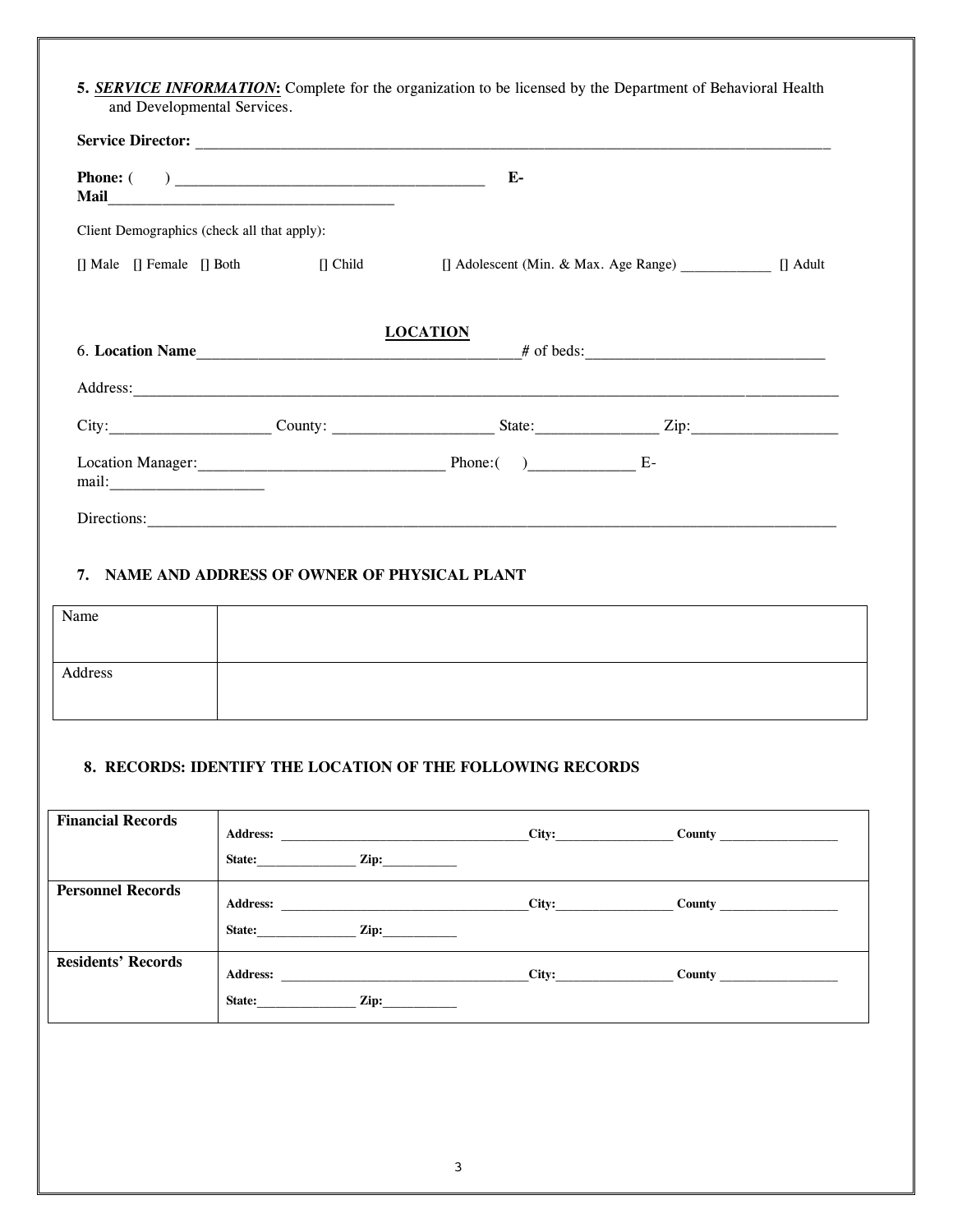**5. ***SERVICE INFORMATION***:** Complete for the organization to be licensed by the Department of Behavioral Health and Developmental Services.

**Service Director:** ___________________________________________________________________________

**Phone:** (     ) ________________________________________ **E-Mail**____________________________________

Client Demographics (check all that apply):

[] Male [] Female [] Both [] Child [] Adolescent (Min. & Max. Age Range) ____________ [] Adult

## LOCATION

6. **Location Name**________________________________________# of beds:______________________________

Address:_____________________________________________________________________________________

City:____________________ County: ____________________ State:_______________ Zip:__________________

Location Manager:_______________________________ Phone:(     )_____________ E-mail:___________________

Directions:___________________________________________________________________________________

### 7. NAME AND ADDRESS OF OWNER OF PHYSICAL PLANT

| Name | |
|---|---|
| Address | |

### 8. RECORDS: IDENTIFY THE LOCATION OF THE FOLLOWING RECORDS

| | |
|---|---|
| **Financial Records** | **Address:** ______________________________________**City:**_________________ **County** _________________ **State:**_______________ **Zip:**___________ |
| **Personnel Records** | **Address:** ______________________________________**City:**_________________ **County** _________________ **State:**_______________ **Zip:**___________ |
| **Residents' Records** | **Address:** ______________________________________**City:**_________________ **County** _________________ **State:**_______________ **Zip:**___________ |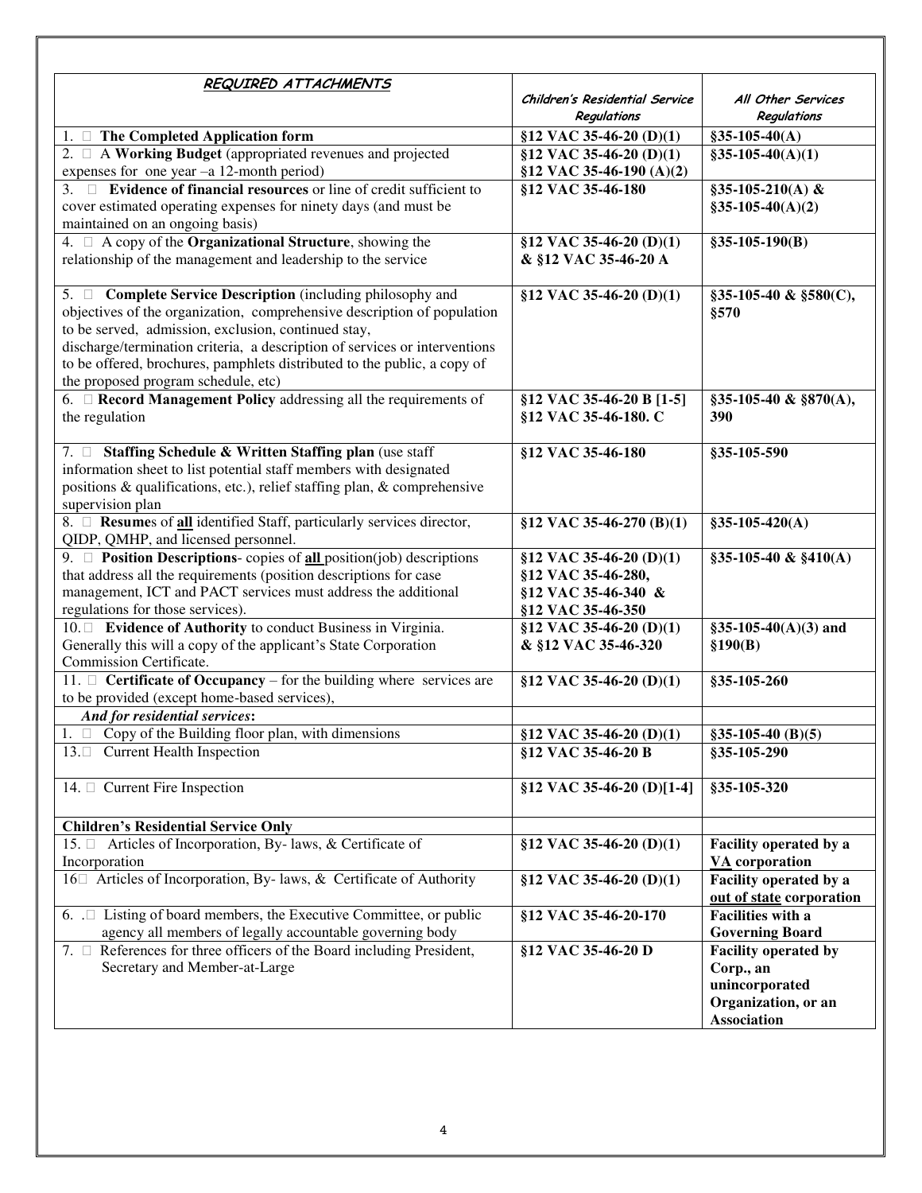| ***REQUIRED ATTACHMENTS*** | ***Children's Residential Service Regulations*** | ***All Other Services Regulations*** |
|---|---|---|
| 1. □ **The Completed Application form** | **§12 VAC 35-46-20 (D)(1)** | **§35-105-40(A)** |
| 2. □ A **Working Budget** (appropriated revenues and projected expenses for one year –a 12-month period) | **§12 VAC 35-46-20 (D)(1)** **§12 VAC 35-46-190 (A)(2)** | **§35-105-40(A)(1)** |
| 3. □ **Evidence of financial resources** or line of credit sufficient to cover estimated operating expenses for ninety days (and must be maintained on an ongoing basis) | **§12 VAC 35-46-180** | **§35-105-210(A) & §35-105-40(A)(2)** |
| 4. □ A copy of the **Organizational Structure**, showing the relationship of the management and leadership to the service | **§12 VAC 35-46-20 (D)(1) & §12 VAC 35-46-20 A** | **§35-105-190(B)** |
| 5. □ **Complete Service Description** (including philosophy and objectives of the organization, comprehensive description of population to be served, admission, exclusion, continued stay, discharge/termination criteria, a description of services or interventions to be offered, brochures, pamphlets distributed to the public, a copy of the proposed program schedule, etc) | **§12 VAC 35-46-20 (D)(1)** | **§35-105-40 & §580(C), §570** |
| 6. □ **Record Management Policy** addressing all the requirements of the regulation | **§12 VAC 35-46-20 B [1-5]** **§12 VAC 35-46-180. C** | **§35-105-40 & §870(A), 390** |
| 7. □ **Staffing Schedule & Written Staffing plan** (use staff information sheet to list potential staff members with designated positions & qualifications, etc.), relief staffing plan, & comprehensive supervision plan | **§12 VAC 35-46-180** | **§35-105-590** |
| 8. □ **Resume**s of **<u>all</u>** identified Staff, particularly services director, QIDP, QMHP, and licensed personnel. | **§12 VAC 35-46-270 (B)(1)** | **§35-105-420(A)** |
| 9. □ **Position Descriptions**- copies of **<u>all</u>** position(job) descriptions that address all the requirements (position descriptions for case management, ICT and PACT services must address the additional regulations for those services). | **§12 VAC 35-46-20 (D)(1)** **§12 VAC 35-46-280,** **§12 VAC 35-46-340 &** **§12 VAC 35-46-350** | **§35-105-40 & §410(A)** |
| 10. □ **Evidence of Authority** to conduct Business in Virginia. Generally this will a copy of the applicant's State Corporation Commission Certificate. | **§12 VAC 35-46-20 (D)(1) & §12 VAC 35-46-320** | **§35-105-40(A)(3) and §190(B)** |
| 11. □ **Certificate of Occupancy** – for the building where services are to be provided (except home-based services), | **§12 VAC 35-46-20 (D)(1)** | **§35-105-260** |
| ***And for residential services*:** | | |
| 1. □ Copy of the Building floor plan, with dimensions | **§12 VAC 35-46-20 (D)(1)** | **§35-105-40 (B)(5)** |
| 13.□ Current Health Inspection | **§12 VAC 35-46-20 B** | **§35-105-290** |
| 14. □ Current Fire Inspection | **§12 VAC 35-46-20 (D)[1-4]** | **§35-105-320** |
| **Children's Residential Service Only** | | |
| 15. □ Articles of Incorporation, By- laws, & Certificate of Incorporation | **§12 VAC 35-46-20 (D)(1)** | **Facility operated by a <u>VA</u> corporation** |
| 16□ Articles of Incorporation, By- laws, & Certificate of Authority | **§12 VAC 35-46-20 (D)(1)** | **Facility operated by a <u>out of state</u> corporation** |
| 6. .□ Listing of board members, the Executive Committee, or public agency all members of legally accountable governing body | **§12 VAC 35-46-20-170** | **Facilities with a Governing Board** |
| 7. □ References for three officers of the Board including President, Secretary and Member-at-Large | **§12 VAC 35-46-20 D** | **Facility operated by Corp., an unincorporated Organization, or an Association** |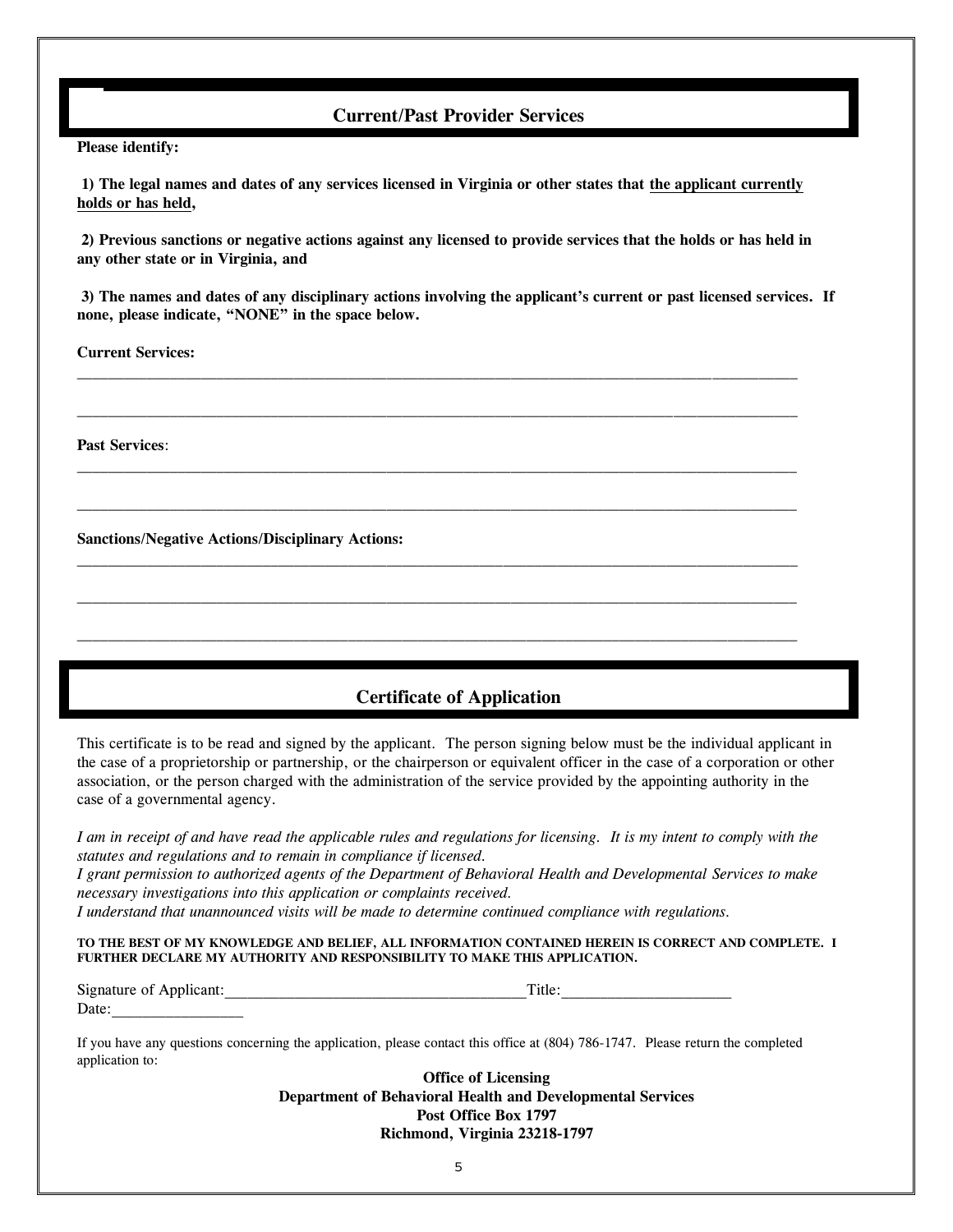## Current/Past Provider Services

**Please identify:**

**1) The legal names and dates of any services licensed in Virginia or other states that <u>the applicant currently holds or has held</u>,**

**2) Previous sanctions or negative actions against any licensed to provide services that the holds or has held in any other state or in Virginia, and**

**3) The names and dates of any disciplinary actions involving the applicant's current or past licensed services. If none, please indicate, "NONE" in the space below.**

**Current Services:**

\_\_\_\_\_\_\_\_\_\_\_\_\_\_\_\_\_\_\_\_\_\_\_\_\_\_\_\_\_\_\_\_\_\_\_\_\_\_\_\_\_\_\_\_\_\_\_\_\_\_\_\_\_\_\_\_\_\_\_\_\_\_\_\_\_\_\_\_\_\_\_\_\_\_\_\_\_\_

\_\_\_\_\_\_\_\_\_\_\_\_\_\_\_\_\_\_\_\_\_\_\_\_\_\_\_\_\_\_\_\_\_\_\_\_\_\_\_\_\_\_\_\_\_\_\_\_\_\_\_\_\_\_\_\_\_\_\_\_\_\_\_\_\_\_\_\_\_\_\_\_\_\_\_\_\_\_

**Past Services**:

\_\_\_\_\_\_\_\_\_\_\_\_\_\_\_\_\_\_\_\_\_\_\_\_\_\_\_\_\_\_\_\_\_\_\_\_\_\_\_\_\_\_\_\_\_\_\_\_\_\_\_\_\_\_\_\_\_\_\_\_\_\_\_\_\_\_\_\_\_\_\_\_\_\_\_\_\_\_

\_\_\_\_\_\_\_\_\_\_\_\_\_\_\_\_\_\_\_\_\_\_\_\_\_\_\_\_\_\_\_\_\_\_\_\_\_\_\_\_\_\_\_\_\_\_\_\_\_\_\_\_\_\_\_\_\_\_\_\_\_\_\_\_\_\_\_\_\_\_\_\_\_\_\_\_\_\_

**Sanctions/Negative Actions/Disciplinary Actions:**

\_\_\_\_\_\_\_\_\_\_\_\_\_\_\_\_\_\_\_\_\_\_\_\_\_\_\_\_\_\_\_\_\_\_\_\_\_\_\_\_\_\_\_\_\_\_\_\_\_\_\_\_\_\_\_\_\_\_\_\_\_\_\_\_\_\_\_\_\_\_\_\_\_\_\_\_\_\_

\_\_\_\_\_\_\_\_\_\_\_\_\_\_\_\_\_\_\_\_\_\_\_\_\_\_\_\_\_\_\_\_\_\_\_\_\_\_\_\_\_\_\_\_\_\_\_\_\_\_\_\_\_\_\_\_\_\_\_\_\_\_\_\_\_\_\_\_\_\_\_\_\_\_\_\_\_\_

\_\_\_\_\_\_\_\_\_\_\_\_\_\_\_\_\_\_\_\_\_\_\_\_\_\_\_\_\_\_\_\_\_\_\_\_\_\_\_\_\_\_\_\_\_\_\_\_\_\_\_\_\_\_\_\_\_\_\_\_\_\_\_\_\_\_\_\_\_\_\_\_\_\_\_\_\_\_

## Certificate of Application

This certificate is to be read and signed by the applicant. The person signing below must be the individual applicant in the case of a proprietorship or partnership, or the chairperson or equivalent officer in the case of a corporation or other association, or the person charged with the administration of the service provided by the appointing authority in the case of a governmental agency.

*I am in receipt of and have read the applicable rules and regulations for licensing. It is my intent to comply with the statutes and regulations and to remain in compliance if licensed.*
*I grant permission to authorized agents of the Department of Behavioral Health and Developmental Services to make necessary investigations into this application or complaints received.*
*I understand that unannounced visits will be made to determine continued compliance with regulations.*

**TO THE BEST OF MY KNOWLEDGE AND BELIEF, ALL INFORMATION CONTAINED HEREIN IS CORRECT AND COMPLETE. I FURTHER DECLARE MY AUTHORITY AND RESPONSIBILITY TO MAKE THIS APPLICATION.**

Signature of Applicant:\_\_\_\_\_\_\_\_\_\_\_\_\_\_\_\_\_\_\_\_\_\_\_\_\_\_\_\_\_\_\_\_\_\_\_\_\_\_Title:\_\_\_\_\_\_\_\_\_\_\_\_\_\_\_\_\_\_\_\_\_\_
Date:\_\_\_\_\_\_\_\_\_\_\_\_\_\_\_\_\_

If you have any questions concerning the application, please contact this office at (804) 786-1747. Please return the completed application to:

**Office of Licensing**
**Department of Behavioral Health and Developmental Services**
**Post Office Box 1797**
**Richmond, Virginia 23218-1797**